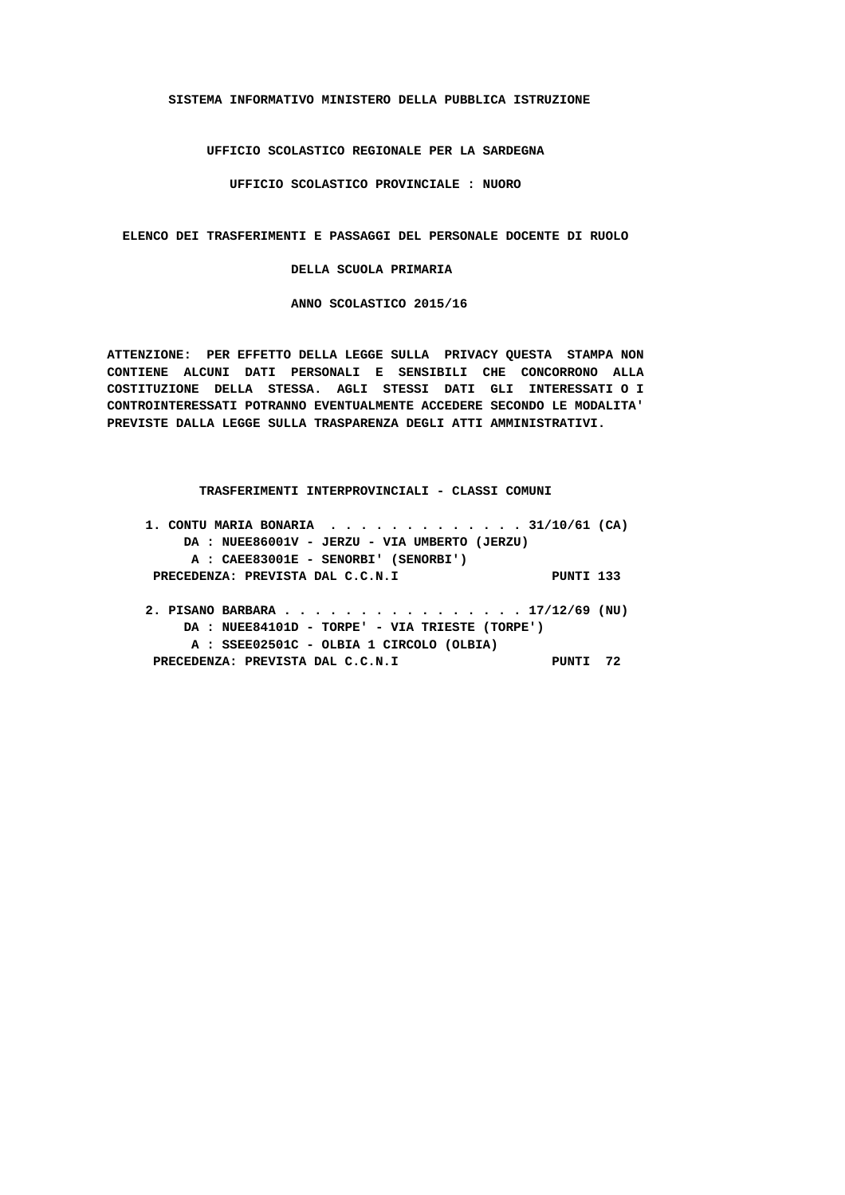**SISTEMA INFORMATIVO MINISTERO DELLA PUBBLICA ISTRUZIONE**

**UFFICIO SCOLASTICO REGIONALE PER LA SARDEGNA**

**UFFICIO SCOLASTICO PROVINCIALE : NUORO**

**ELENCO DEI TRASFERIMENTI E PASSAGGI DEL PERSONALE DOCENTE DI RUOLO**

**DELLA SCUOLA PRIMARIA**

**ANNO SCOLASTICO 2015/16**

**ATTENZIONE: PER EFFETTO DELLA LEGGE SULLA PRIVACY QUESTA STAMPA NON CONTIENE ALCUNI DATI PERSONALI E SENSIBILI CHE CONCORRONO ALLA COSTITUZIONE DELLA STESSA. AGLI STESSI DATI GLI INTERESSATI O I CONTROINTERESSATI POTRANNO EVENTUALMENTE ACCEDERE SECONDO LE MODALITA' PREVISTE DALLA LEGGE SULLA TRASPARENZA DEGLI ATTI AMMINISTRATIVI.**

**TRASFERIMENTI INTERPROVINCIALI - CLASSI COMUNI**

```
1. CONTU MARIA BONARIA  . . . . . . . . . . . . . 31/10/61 (CA)
     DA : NUEE86001V - JERZU - VIA UMBERTO (JERZU)
      A : CAEE83001E - SENORBI' (SENORBI')
 PRECEDENZA: PREVISTA DAL C.C.N.I                    PUNTI 133

2. PISANO BARBARA . . . . . . . . . . . . . . . . 17/12/69 (NU)
     DA : NUEE84101D - TORPE' - VIA TRIESTE (TORPE')
      A : SSEE02501C - OLBIA 1 CIRCOLO (OLBIA)
 PRECEDENZA: PREVISTA DAL C.C.N.I                    PUNTI  72
```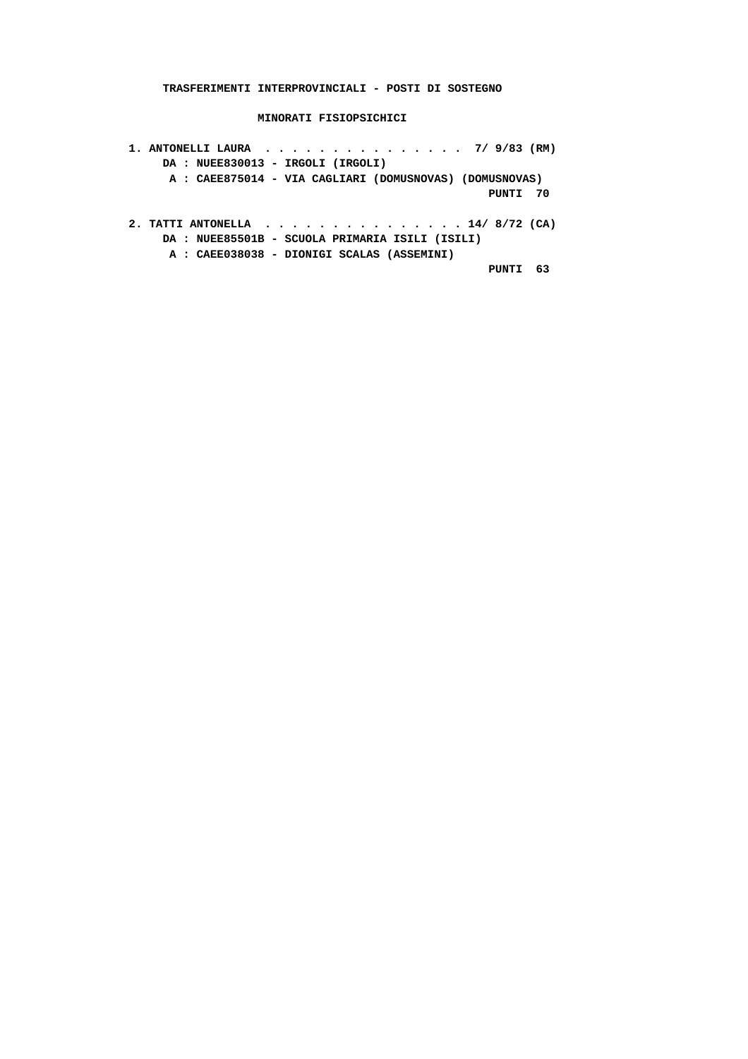**TRASFERIMENTI INTERPROVINCIALI - POSTI DI SOSTEGNO**

**MINORATI FISIOPSICHICI**

**1. ANTONELLI LAURA . . . . . . . . . . . . . . . 7/ 9/83 (RM)**
**DA : NUEE830013 - IRGOLI (IRGOLI)**
**A : CAEE875014 - VIA CAGLIARI (DOMUSNOVAS) (DOMUSNOVAS)**
**PUNTI 70**

**2. TATTI ANTONELLA . . . . . . . . . . . . . . . 14/ 8/72 (CA)**
**DA : NUEE85501B - SCUOLA PRIMARIA ISILI (ISILI)**
**A : CAEE038038 - DIONIGI SCALAS (ASSEMINI)**
**PUNTI 63**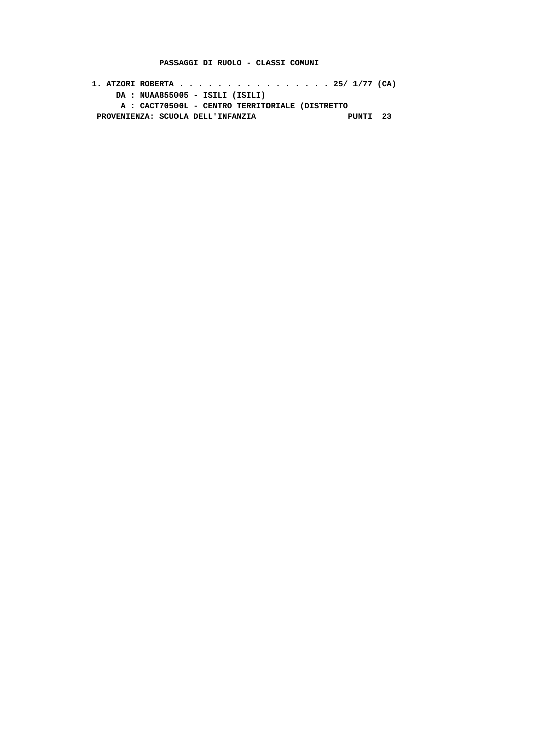**PASSAGGI DI RUOLO - CLASSI COMUNI**

**1. ATZORI ROBERTA . . . . . . . . . . . . . . . . 25/ 1/77 (CA)**
**DA : NUAA855005 - ISILI (ISILI)**
**A : CACT70500L - CENTRO TERRITORIALE (DISTRETTO**
**PROVENIENZA: SCUOLA DELL'INFANZIA PUNTI 23**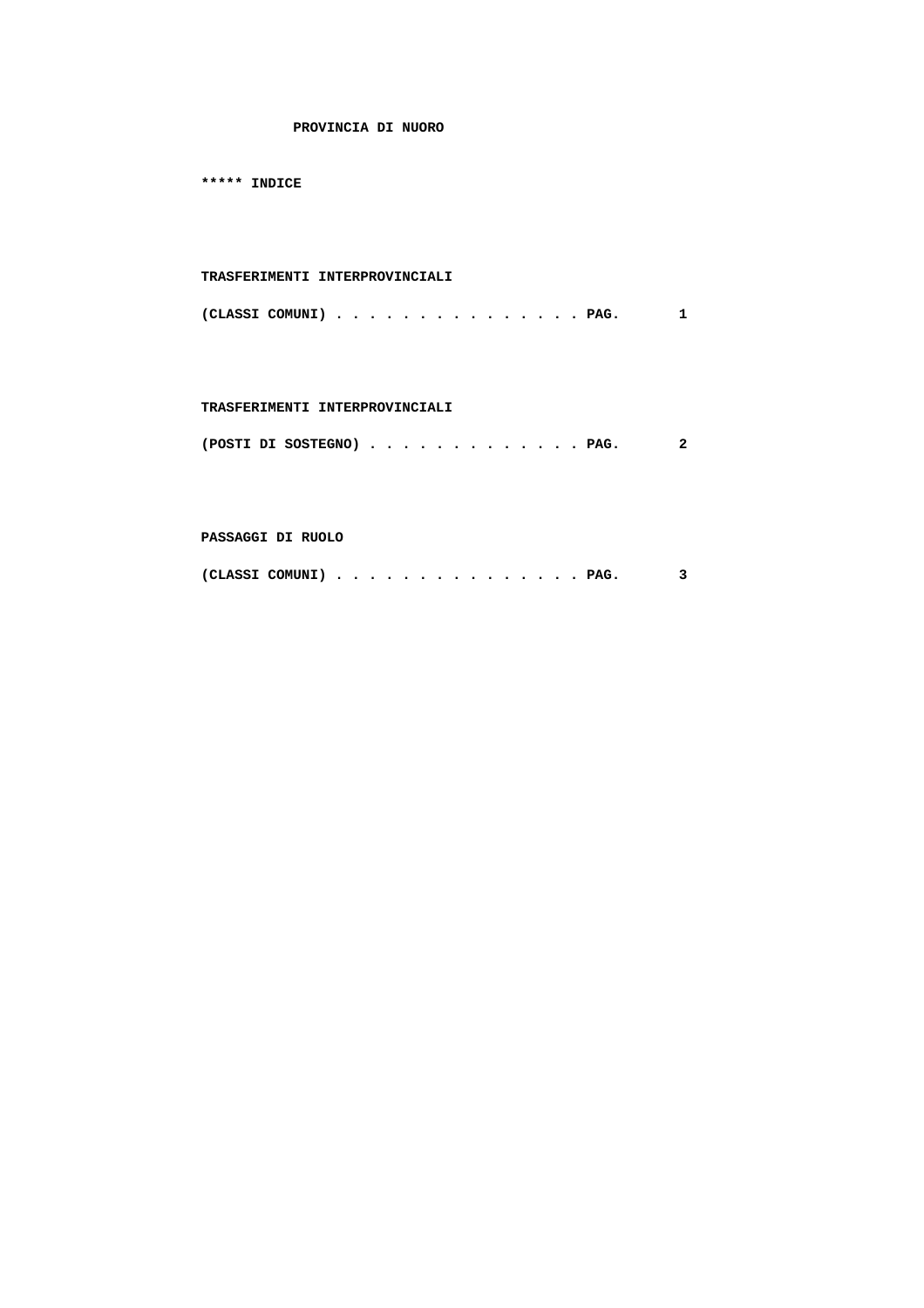**PROVINCIA DI NUORO**

***** INDICE

**TRASFERIMENTI INTERPROVINCIALI**

**(CLASSI COMUNI) . . . . . . . . . . . . . . . PAG. 1**

**TRASFERIMENTI INTERPROVINCIALI**

**(POSTI DI SOSTEGNO) . . . . . . . . . . . . . PAG. 2**

**PASSAGGI DI RUOLO**

**(CLASSI COMUNI) . . . . . . . . . . . . . . . PAG. 3**